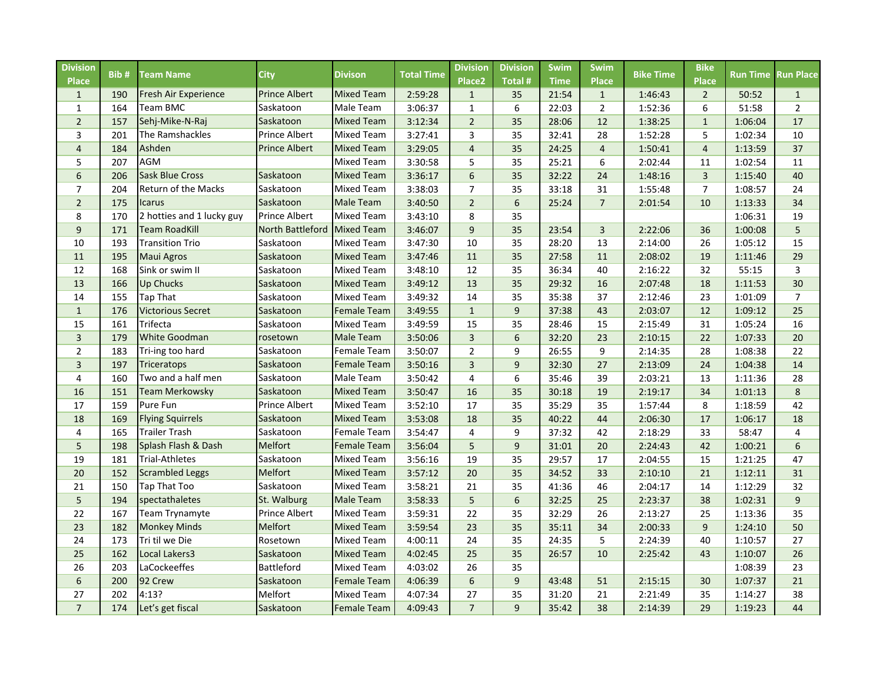| Division Place | Bib # | Team Name | City | Divison | Total Time | Division Place2 | Division Total # | Swim Time | Swim Place | Bike Time | Bike Place | Run Time | Run Place |
|---|---|---|---|---|---|---|---|---|---|---|---|---|---|
| 1 | 190 | Fresh Air Experience | Prince Albert | Mixed Team | 2:59:28 | 1 | 35 | 21:54 | 1 | 1:46:43 | 2 | 50:52 | 1 |
| 1 | 164 | Team BMC | Saskatoon | Male Team | 3:06:37 | 1 | 6 | 22:03 | 2 | 1:52:36 | 6 | 51:58 | 2 |
| 2 | 157 | Sehj-Mike-N-Raj | Saskatoon | Mixed Team | 3:12:34 | 2 | 35 | 28:06 | 12 | 1:38:25 | 1 | 1:06:04 | 17 |
| 3 | 201 | The Ramshackles | Prince Albert | Mixed Team | 3:27:41 | 3 | 35 | 32:41 | 28 | 1:52:28 | 5 | 1:02:34 | 10 |
| 4 | 184 | Ashden | Prince Albert | Mixed Team | 3:29:05 | 4 | 35 | 24:25 | 4 | 1:50:41 | 4 | 1:13:59 | 37 |
| 5 | 207 | AGM | | Mixed Team | 3:30:58 | 5 | 35 | 25:21 | 6 | 2:02:44 | 11 | 1:02:54 | 11 |
| 6 | 206 | Sask Blue Cross | Saskatoon | Mixed Team | 3:36:17 | 6 | 35 | 32:22 | 24 | 1:48:16 | 3 | 1:15:40 | 40 |
| 7 | 204 | Return of the Macks | Saskatoon | Mixed Team | 3:38:03 | 7 | 35 | 33:18 | 31 | 1:55:48 | 7 | 1:08:57 | 24 |
| 2 | 175 | Icarus | Saskatoon | Male Team | 3:40:50 | 2 | 6 | 25:24 | 7 | 2:01:54 | 10 | 1:13:33 | 34 |
| 8 | 170 | 2 hotties and 1 lucky guy | Prince Albert | Mixed Team | 3:43:10 | 8 | 35 | | | | | 1:06:31 | 19 |
| 9 | 171 | Team RoadKill | North Battleford | Mixed Team | 3:46:07 | 9 | 35 | 23:54 | 3 | 2:22:06 | 36 | 1:00:08 | 5 |
| 10 | 193 | Transition Trio | Saskatoon | Mixed Team | 3:47:30 | 10 | 35 | 28:20 | 13 | 2:14:00 | 26 | 1:05:12 | 15 |
| 11 | 195 | Maui Agros | Saskatoon | Mixed Team | 3:47:46 | 11 | 35 | 27:58 | 11 | 2:08:02 | 19 | 1:11:46 | 29 |
| 12 | 168 | Sink or swim II | Saskatoon | Mixed Team | 3:48:10 | 12 | 35 | 36:34 | 40 | 2:16:22 | 32 | 55:15 | 3 |
| 13 | 166 | Up Chucks | Saskatoon | Mixed Team | 3:49:12 | 13 | 35 | 29:32 | 16 | 2:07:48 | 18 | 1:11:53 | 30 |
| 14 | 155 | Tap That | Saskatoon | Mixed Team | 3:49:32 | 14 | 35 | 35:38 | 37 | 2:12:46 | 23 | 1:01:09 | 7 |
| 1 | 176 | Victorious Secret | Saskatoon | Female Team | 3:49:55 | 1 | 9 | 37:38 | 43 | 2:03:07 | 12 | 1:09:12 | 25 |
| 15 | 161 | Trifecta | Saskatoon | Mixed Team | 3:49:59 | 15 | 35 | 28:46 | 15 | 2:15:49 | 31 | 1:05:24 | 16 |
| 3 | 179 | White Goodman | rosetown | Male Team | 3:50:06 | 3 | 6 | 32:20 | 23 | 2:10:15 | 22 | 1:07:33 | 20 |
| 2 | 183 | Tri-ing too hard | Saskatoon | Female Team | 3:50:07 | 2 | 9 | 26:55 | 9 | 2:14:35 | 28 | 1:08:38 | 22 |
| 3 | 197 | Triceratops | Saskatoon | Female Team | 3:50:16 | 3 | 9 | 32:30 | 27 | 2:13:09 | 24 | 1:04:38 | 14 |
| 4 | 160 | Two and a half men | Saskatoon | Male Team | 3:50:42 | 4 | 6 | 35:46 | 39 | 2:03:21 | 13 | 1:11:36 | 28 |
| 16 | 151 | Team Merkowsky | Saskatoon | Mixed Team | 3:50:47 | 16 | 35 | 30:18 | 19 | 2:19:17 | 34 | 1:01:13 | 8 |
| 17 | 159 | Pure Fun | Prince Albert | Mixed Team | 3:52:10 | 17 | 35 | 35:29 | 35 | 1:57:44 | 8 | 1:18:59 | 42 |
| 18 | 169 | Flying Squirrels | Saskatoon | Mixed Team | 3:53:08 | 18 | 35 | 40:22 | 44 | 2:06:30 | 17 | 1:06:17 | 18 |
| 4 | 165 | Trailer Trash | Saskatoon | Female Team | 3:54:47 | 4 | 9 | 37:32 | 42 | 2:18:29 | 33 | 58:47 | 4 |
| 5 | 198 | Splash Flash & Dash | Melfort | Female Team | 3:56:04 | 5 | 9 | 31:01 | 20 | 2:24:43 | 42 | 1:00:21 | 6 |
| 19 | 181 | Trial-Athletes | Saskatoon | Mixed Team | 3:56:16 | 19 | 35 | 29:57 | 17 | 2:04:55 | 15 | 1:21:25 | 47 |
| 20 | 152 | Scrambled Leggs | Melfort | Mixed Team | 3:57:12 | 20 | 35 | 34:52 | 33 | 2:10:10 | 21 | 1:12:11 | 31 |
| 21 | 150 | Tap That Too | Saskatoon | Mixed Team | 3:58:21 | 21 | 35 | 41:36 | 46 | 2:04:17 | 14 | 1:12:29 | 32 |
| 5 | 194 | spectathaletes | St. Walburg | Male Team | 3:58:33 | 5 | 6 | 32:25 | 25 | 2:23:37 | 38 | 1:02:31 | 9 |
| 22 | 167 | Team Trynamyte | Prince Albert | Mixed Team | 3:59:31 | 22 | 35 | 32:29 | 26 | 2:13:27 | 25 | 1:13:36 | 35 |
| 23 | 182 | Monkey Minds | Melfort | Mixed Team | 3:59:54 | 23 | 35 | 35:11 | 34 | 2:00:33 | 9 | 1:24:10 | 50 |
| 24 | 173 | Tri til we Die | Rosetown | Mixed Team | 4:00:11 | 24 | 35 | 24:35 | 5 | 2:24:39 | 40 | 1:10:57 | 27 |
| 25 | 162 | Local Lakers3 | Saskatoon | Mixed Team | 4:02:45 | 25 | 35 | 26:57 | 10 | 2:25:42 | 43 | 1:10:07 | 26 |
| 26 | 203 | LaCockeeffes | Battleford | Mixed Team | 4:03:02 | 26 | 35 | | | | | 1:08:39 | 23 |
| 6 | 200 | 92 Crew | Saskatoon | Female Team | 4:06:39 | 6 | 9 | 43:48 | 51 | 2:15:15 | 30 | 1:07:37 | 21 |
| 27 | 202 | 4:13? | Melfort | Mixed Team | 4:07:34 | 27 | 35 | 31:20 | 21 | 2:21:49 | 35 | 1:14:27 | 38 |
| 7 | 174 | Let’s get fiscal | Saskatoon | Female Team | 4:09:43 | 7 | 9 | 35:42 | 38 | 2:14:39 | 29 | 1:19:23 | 44 |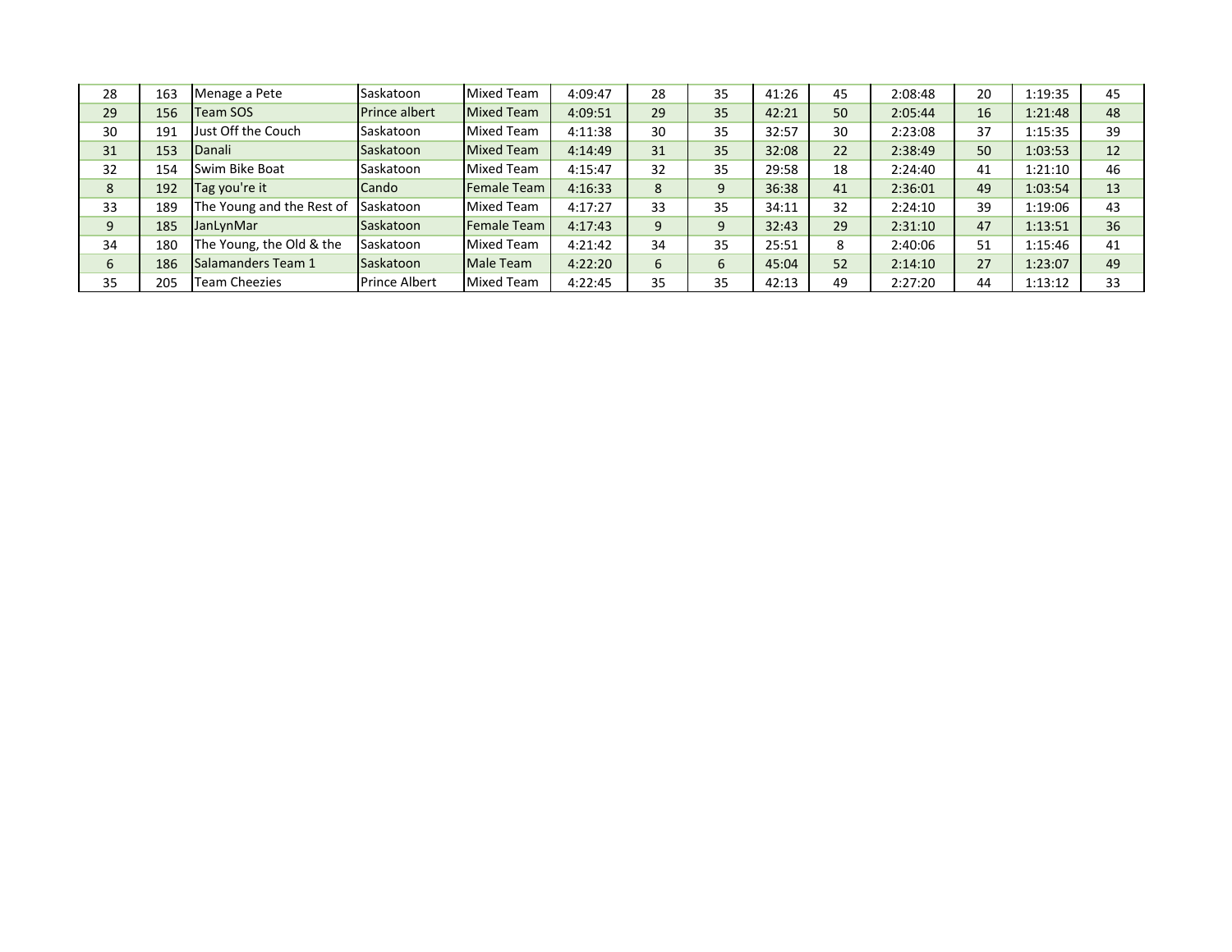| | | | | | | | | | | | | | |
|---|---|---|---|---|---|---|---|---|---|---|---|---|---|
| 28 | 163 | Menage a Pete | Saskatoon | Mixed Team | 4:09:47 | 28 | 35 | 41:26 | 45 | 2:08:48 | 20 | 1:19:35 | 45 |
| 29 | 156 | Team SOS | Prince albert | Mixed Team | 4:09:51 | 29 | 35 | 42:21 | 50 | 2:05:44 | 16 | 1:21:48 | 48 |
| 30 | 191 | Just Off the Couch | Saskatoon | Mixed Team | 4:11:38 | 30 | 35 | 32:57 | 30 | 2:23:08 | 37 | 1:15:35 | 39 |
| 31 | 153 | Danali | Saskatoon | Mixed Team | 4:14:49 | 31 | 35 | 32:08 | 22 | 2:38:49 | 50 | 1:03:53 | 12 |
| 32 | 154 | Swim Bike Boat | Saskatoon | Mixed Team | 4:15:47 | 32 | 35 | 29:58 | 18 | 2:24:40 | 41 | 1:21:10 | 46 |
| 8 | 192 | Tag you're it | Cando | Female Team | 4:16:33 | 8 | 9 | 36:38 | 41 | 2:36:01 | 49 | 1:03:54 | 13 |
| 33 | 189 | The Young and the Rest of | Saskatoon | Mixed Team | 4:17:27 | 33 | 35 | 34:11 | 32 | 2:24:10 | 39 | 1:19:06 | 43 |
| 9 | 185 | JanLynMar | Saskatoon | Female Team | 4:17:43 | 9 | 9 | 32:43 | 29 | 2:31:10 | 47 | 1:13:51 | 36 |
| 34 | 180 | The Young, the Old & the | Saskatoon | Mixed Team | 4:21:42 | 34 | 35 | 25:51 | 8 | 2:40:06 | 51 | 1:15:46 | 41 |
| 6 | 186 | Salamanders Team 1 | Saskatoon | Male Team | 4:22:20 | 6 | 6 | 45:04 | 52 | 2:14:10 | 27 | 1:23:07 | 49 |
| 35 | 205 | Team Cheezies | Prince Albert | Mixed Team | 4:22:45 | 35 | 35 | 42:13 | 49 | 2:27:20 | 44 | 1:13:12 | 33 |